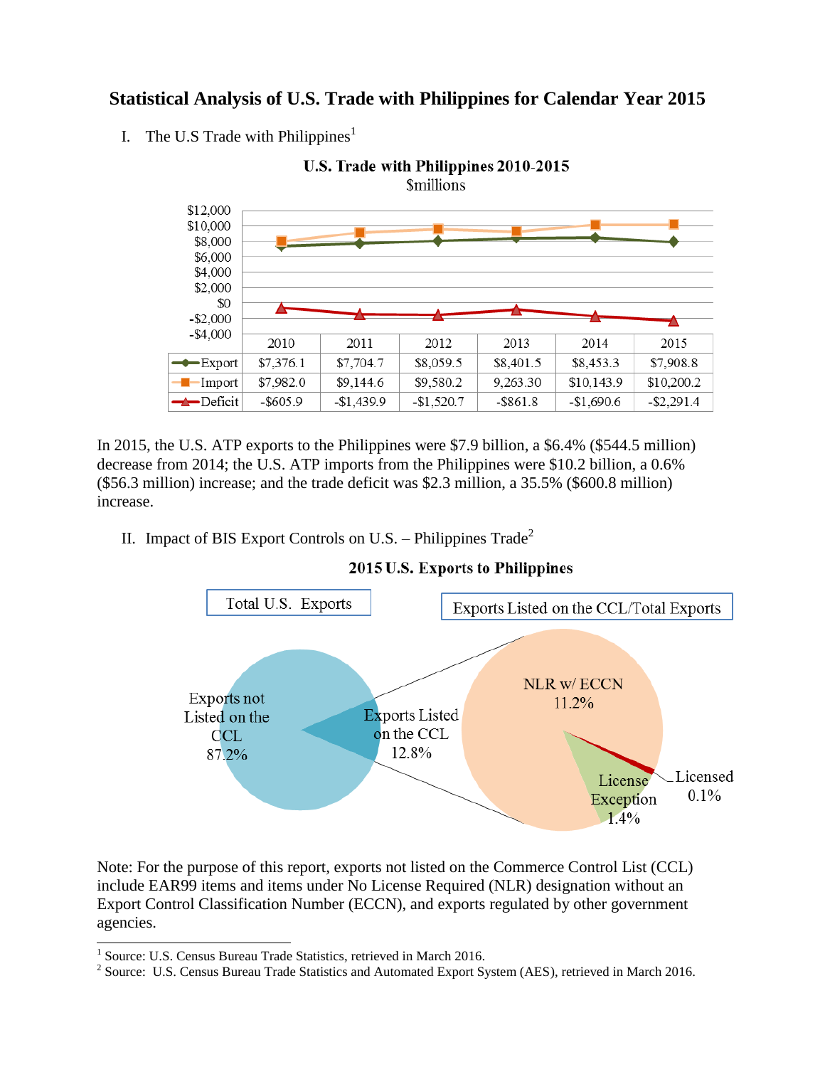# Statistical Analysis of U.S. Trade with Philippines for Calendar Year 2015

I. The U.S Trade with Philippines[1]

**U.S. Trade with Philippines 2010-2015**
$millions

| | 2010 | 2011 | 2012 | 2013 | 2014 | 2015 |
|---|---|---|---|---|---|---|
| Export | $7,376.1 | $7,704.7 | $8,059.5 | $8,401.5 | $8,453.3 | $7,908.8 |
| Import | $7,982.0 | $9,144.6 | $9,580.2 | 9,263.30 | $10,143.9 | $10,200.2 |
| Deficit | -$605.9 | -$1,439.9 | -$1,520.7 | -$861.8 | -$1,690.6 | -$2,291.4 |

In 2015, the U.S. ATP exports to the Philippines were $7.9 billion, a $6.4% ($544.5 million) decrease from 2014; the U.S. ATP imports from the Philippines were $10.2 billion, a 0.6% ($56.3 million) increase; and the trade deficit was $2.3 million, a 35.5% ($600.8 million) increase.

II. Impact of BIS Export Controls on U.S. – Philippines Trade[2]

**2015 U.S. Exports to Philippines**

Total U.S. Exports

- Exports not Listed on the CCL 87.2%
- Exports Listed on the CCL 12.8%

Exports Listed on the CCL/Total Exports

- NLR w/ ECCN 11.2%
- License Exception 1.4%
- Licensed 0.1%

Note: For the purpose of this report, exports not listed on the Commerce Control List (CCL) include EAR99 items and items under No License Required (NLR) designation without an Export Control Classification Number (ECCN), and exports regulated by other government agencies.

[1] Source: U.S. Census Bureau Trade Statistics, retrieved in March 2016.

[2] Source: U.S. Census Bureau Trade Statistics and Automated Export System (AES), retrieved in March 2016.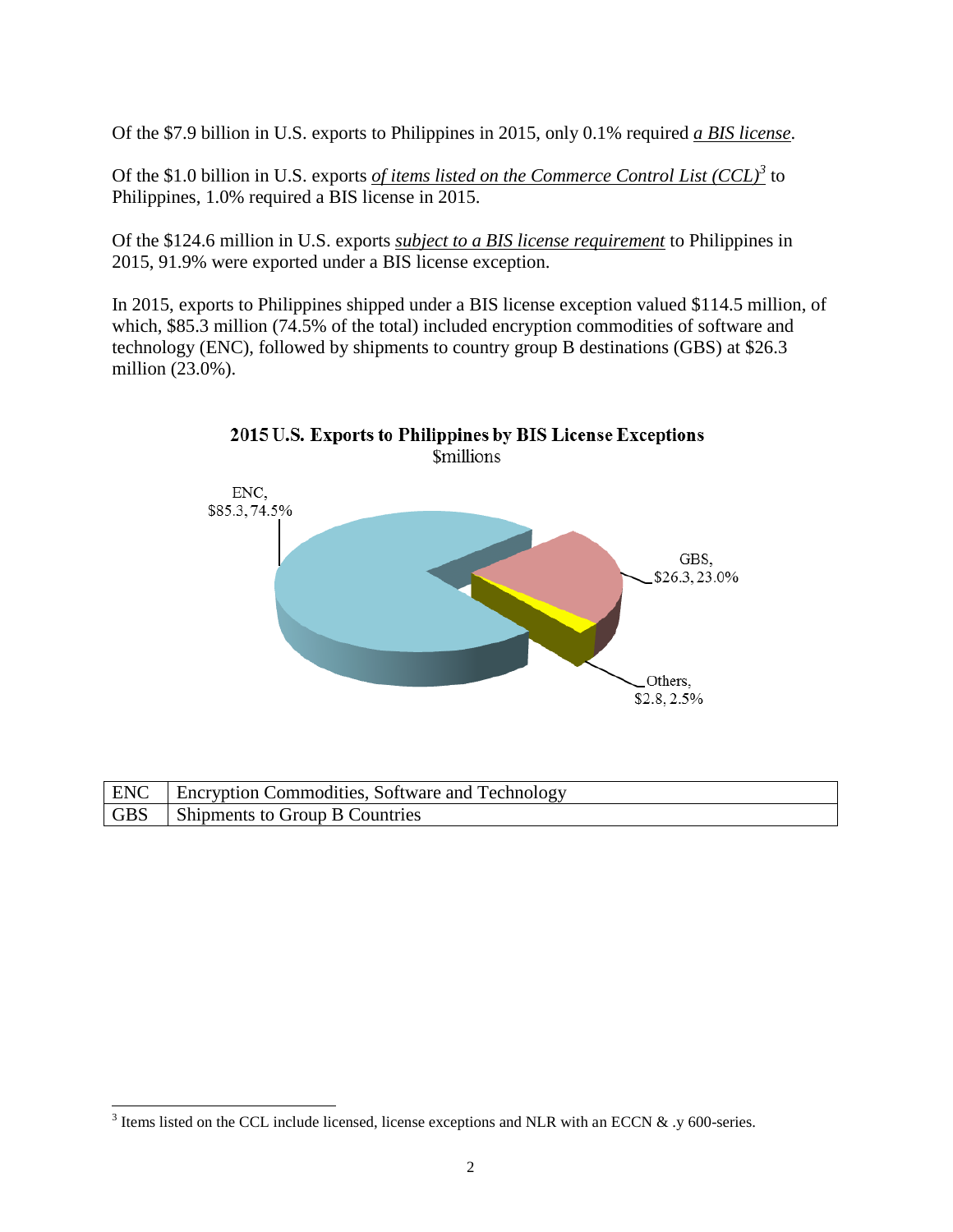Of the $7.9 billion in U.S. exports to Philippines in 2015, only 0.1% required ***a BIS license***.

Of the $1.0 billion in U.S. exports *of items listed on the Commerce Control List (CCL)*[3] to Philippines, 1.0% required a BIS license in 2015.

Of the $124.6 million in U.S. exports *subject to a BIS license requirement* to Philippines in 2015, 91.9% were exported under a BIS license exception.

In 2015, exports to Philippines shipped under a BIS license exception valued $114.5 million, of which, $85.3 million (74.5% of the total) included encryption commodities of software and technology (ENC), followed by shipments to country group B destinations (GBS) at $26.3 million (23.0%).

**2015 U.S. Exports to Philippines by BIS License Exceptions**
$millions

ENC, $85.3, 74.5%

GBS, $26.3, 23.0%

Others, $2.8, 2.5%

| ENC | Encryption Commodities, Software and Technology |
|---|---|
| GBS | Shipments to Group B Countries |

[3] Items listed on the CCL include licensed, license exceptions and NLR with an ECCN & .y 600-series.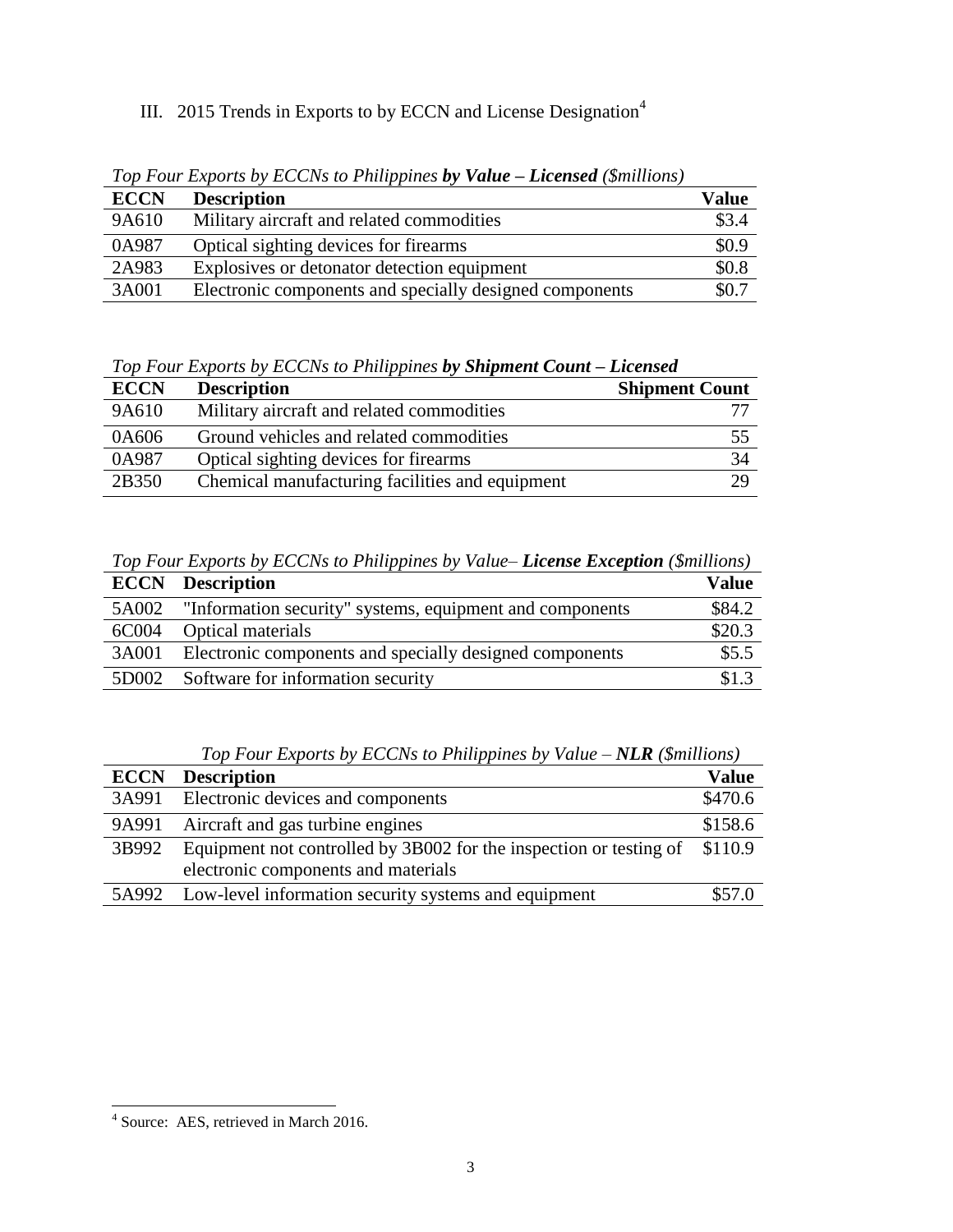## III. 2015 Trends in Exports to by ECCN and License Designation[4]

*Top Four Exports by ECCNs to Philippines* ***by Value – Licensed*** *($millions)*

| ECCN | Description | Value |
|---|---|---|
| 9A610 | Military aircraft and related commodities | $3.4 |
| 0A987 | Optical sighting devices for firearms | $0.9 |
| 2A983 | Explosives or detonator detection equipment | $0.8 |
| 3A001 | Electronic components and specially designed components | $0.7 |

*Top Four Exports by ECCNs to Philippines* ***by Shipment Count – Licensed***

| ECCN | Description | Shipment Count |
|---|---|---|
| 9A610 | Military aircraft and related commodities | 77 |
| 0A606 | Ground vehicles and related commodities | 55 |
| 0A987 | Optical sighting devices for firearms | 34 |
| 2B350 | Chemical manufacturing facilities and equipment | 29 |

*Top Four Exports by ECCNs to Philippines by Value–* ***License Exception*** *($millions)*

| ECCN | Description | Value |
|---|---|---|
| 5A002 | "Information security" systems, equipment and components | $84.2 |
| 6C004 | Optical materials | $20.3 |
| 3A001 | Electronic components and specially designed components | $5.5 |
| 5D002 | Software for information security | $1.3 |

*Top Four Exports by ECCNs to Philippines by Value –* ***NLR*** *($millions)*

| ECCN | Description | Value |
|---|---|---|
| 3A991 | Electronic devices and components | $470.6 |
| 9A991 | Aircraft and gas turbine engines | $158.6 |
| 3B992 | Equipment not controlled by 3B002 for the inspection or testing of electronic components and materials | $110.9 |
| 5A992 | Low-level information security systems and equipment | $57.0 |

[4] Source: AES, retrieved in March 2016.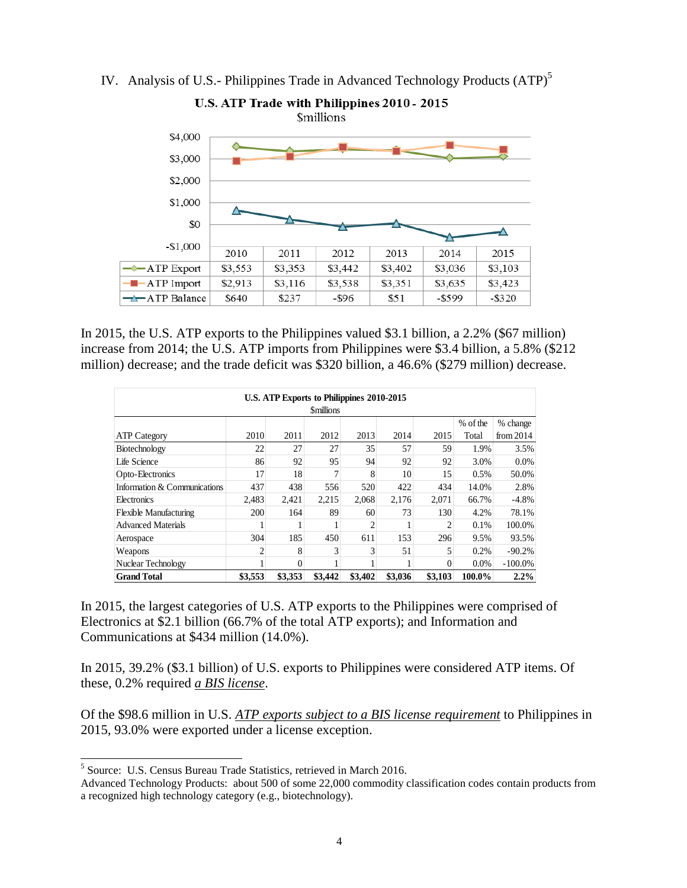## IV. Analysis of U.S.- Philippines Trade in Advanced Technology Products (ATP)[5]

**U.S. ATP Trade with Philippines 2010 - 2015**
$millions

| | 2010 | 2011 | 2012 | 2013 | 2014 | 2015 |
|---|---|---|---|---|---|---|
| ATP Export | $3,553 | $3,353 | $3,442 | $3,402 | $3,036 | $3,103 |
| ATP Import | $2,913 | $3,116 | $3,538 | $3,351 | $3,635 | $3,423 |
| ATP Balance | $640 | $237 | -$96 | $51 | -$599 | -$320 |

In 2015, the U.S. ATP exports to the Philippines valued $3.1 billion, a 2.2% ($67 million) increase from 2014; the U.S. ATP imports from Philippines were $3.4 billion, a 5.8% ($212 million) decrease; and the trade deficit was $320 billion, a 46.6% ($279 million) decrease.

**U.S. ATP Exports to Philippines 2010-2015**
$millions

| ATP Category | 2010 | 2011 | 2012 | 2013 | 2014 | 2015 | % of the Total | % change from 2014 |
|---|---|---|---|---|---|---|---|---|
| Biotechnology | 22 | 27 | 27 | 35 | 57 | 59 | 1.9% | 3.5% |
| Life Science | 86 | 92 | 95 | 94 | 92 | 92 | 3.0% | 0.0% |
| Opto-Electronics | 17 | 18 | 7 | 8 | 10 | 15 | 0.5% | 50.0% |
| Information & Communications | 437 | 438 | 556 | 520 | 422 | 434 | 14.0% | 2.8% |
| Electronics | 2,483 | 2,421 | 2,215 | 2,068 | 2,176 | 2,071 | 66.7% | -4.8% |
| Flexible Manufacturing | 200 | 164 | 89 | 60 | 73 | 130 | 4.2% | 78.1% |
| Advanced Materials | 1 | 1 | 1 | 2 | 1 | 2 | 0.1% | 100.0% |
| Aerospace | 304 | 185 | 450 | 611 | 153 | 296 | 9.5% | 93.5% |
| Weapons | 2 | 8 | 3 | 3 | 51 | 5 | 0.2% | -90.2% |
| Nuclear Technology | 1 | 0 | 1 | 1 | 1 | 0 | 0.0% | -100.0% |
| **Grand Total** | **$3,553** | **$3,353** | **$3,442** | **$3,402** | **$3,036** | **$3,103** | **100.0%** | **2.2%** |

In 2015, the largest categories of U.S. ATP exports to the Philippines were comprised of Electronics at $2.1 billion (66.7% of the total ATP exports); and Information and Communications at $434 million (14.0%).

In 2015, 39.2% ($3.1 billion) of U.S. exports to Philippines were considered ATP items. Of these, 0.2% required *a BIS license*.

Of the $98.6 million in U.S. *ATP exports subject to a BIS license requirement* to Philippines in 2015, 93.0% were exported under a license exception.

---

[5] Source: U.S. Census Bureau Trade Statistics, retrieved in March 2016.
Advanced Technology Products: about 500 of some 22,000 commodity classification codes contain products from a recognized high technology category (e.g., biotechnology).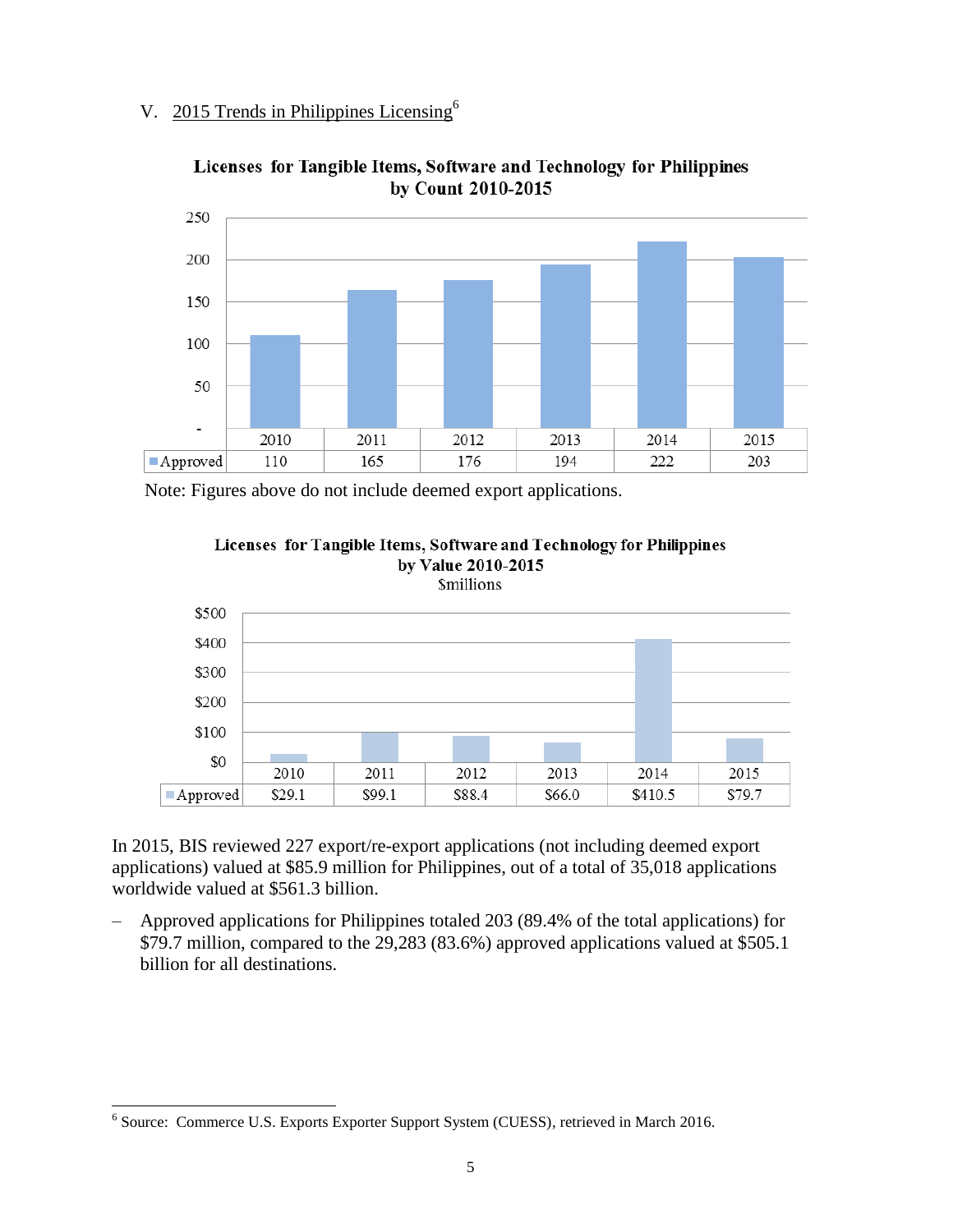V. 2015 Trends in Philippines Licensing[6]

**Licenses for Tangible Items, Software and Technology for Philippines by Count 2010-2015**

250
200
150
100
50
-

2010 2011 2012 2013 2014 2015

Approved 110 165 176 194 222 203

Note: Figures above do not include deemed export applications.

**Licenses for Tangible Items, Software and Technology for Philippines by Value 2010-2015**
$millions

$500
$400
$300
$200
$100
$0

2010 2011 2012 2013 2014 2015

Approved $29.1 $99.1 $88.4 $66.0 $410.5 $79.7

In 2015, BIS reviewed 227 export/re-export applications (not including deemed export applications) valued at $85.9 million for Philippines, out of a total of 35,018 applications worldwide valued at $561.3 billion.

– Approved applications for Philippines totaled 203 (89.4% of the total applications) for $79.7 million, compared to the 29,283 (83.6%) approved applications valued at $505.1 billion for all destinations.

[6] Source: Commerce U.S. Exports Exporter Support System (CUESS), retrieved in March 2016.